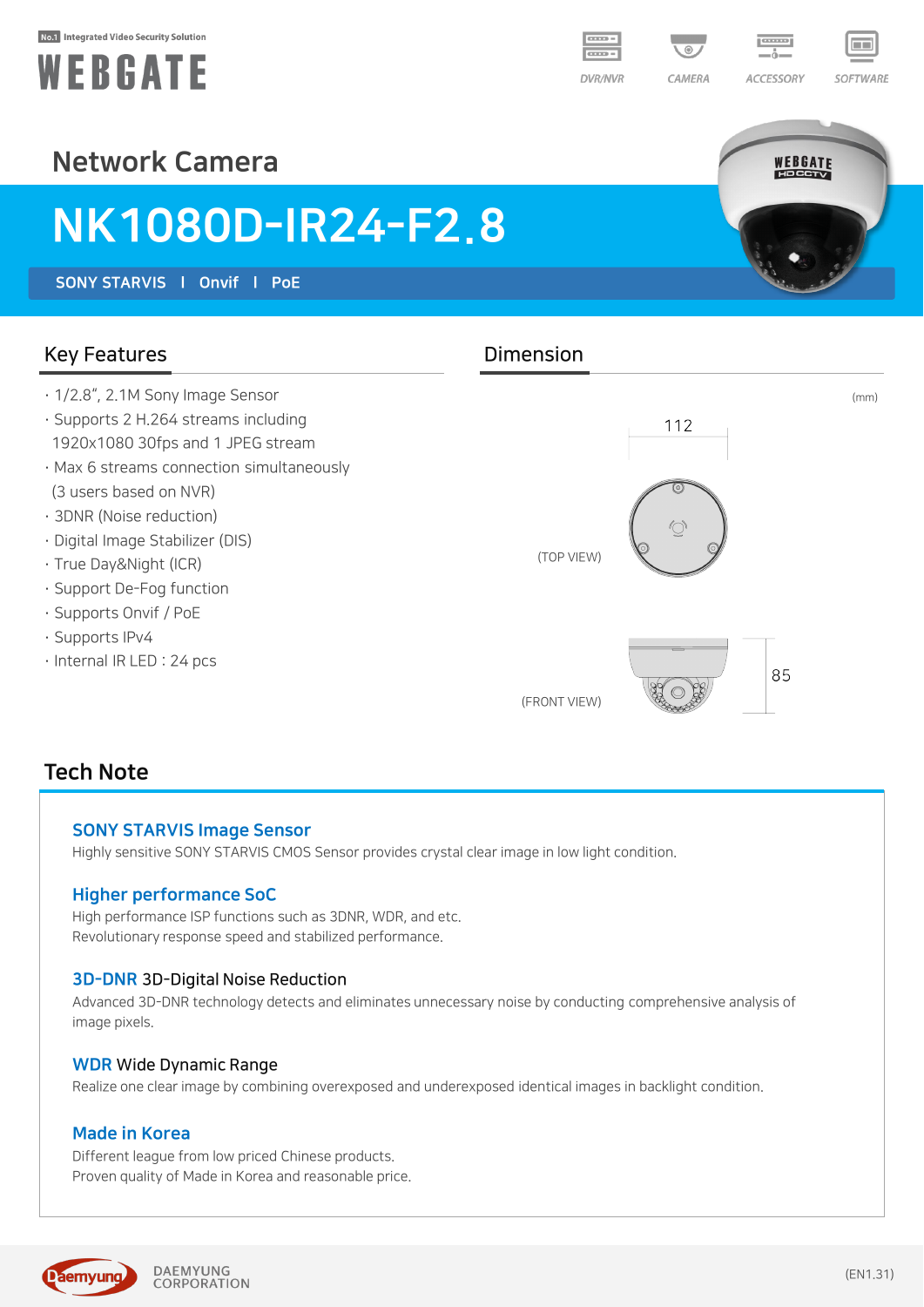No.1 Integrated Video Security Solution

WEBGATE

DVR/NVR CAMERA ACCESSORY SOFTWARE

Network Camera

# NK1080D-IR24-F2.8

SONY STARVIS | Onvif | PoE

## Key Features

- 1/2.8", 2.1M Sony Image Sensor
- Supports 2 H.264 streams including 1920x1080 30fps and 1 JPEG stream
- Max 6 streams connection simultaneously (3 users based on NVR)
- 3DNR (Noise reduction)
- Digital Image Stabilizer (DIS)
- True Day&Night (ICR)
- Support De-Fog function
- Supports Onvif / PoE
- Supports IPv4
- Internal IR LED : 24 pcs

## Dimension

(mm)

(TOP VIEW) 112

(FRONT VIEW) 85

## Tech Note

### SONY STARVIS Image Sensor

Highly sensitive SONY STARVIS CMOS Sensor provides crystal clear image in low light condition.

### Higher performance SoC

High performance ISP functions such as 3DNR, WDR, and etc.
Revolutionary response speed and stabilized performance.

### 3D-DNR 3D-Digital Noise Reduction

Advanced 3D-DNR technology detects and eliminates unnecessary noise by conducting comprehensive analysis of image pixels.

### WDR Wide Dynamic Range

Realize one clear image by combining overexposed and underexposed identical images in backlight condition.

### Made in Korea

Different league from low priced Chinese products.
Proven quality of Made in Korea and reasonable price.

Daemyung DAEMYUNG CORPORATION

(EN1.31)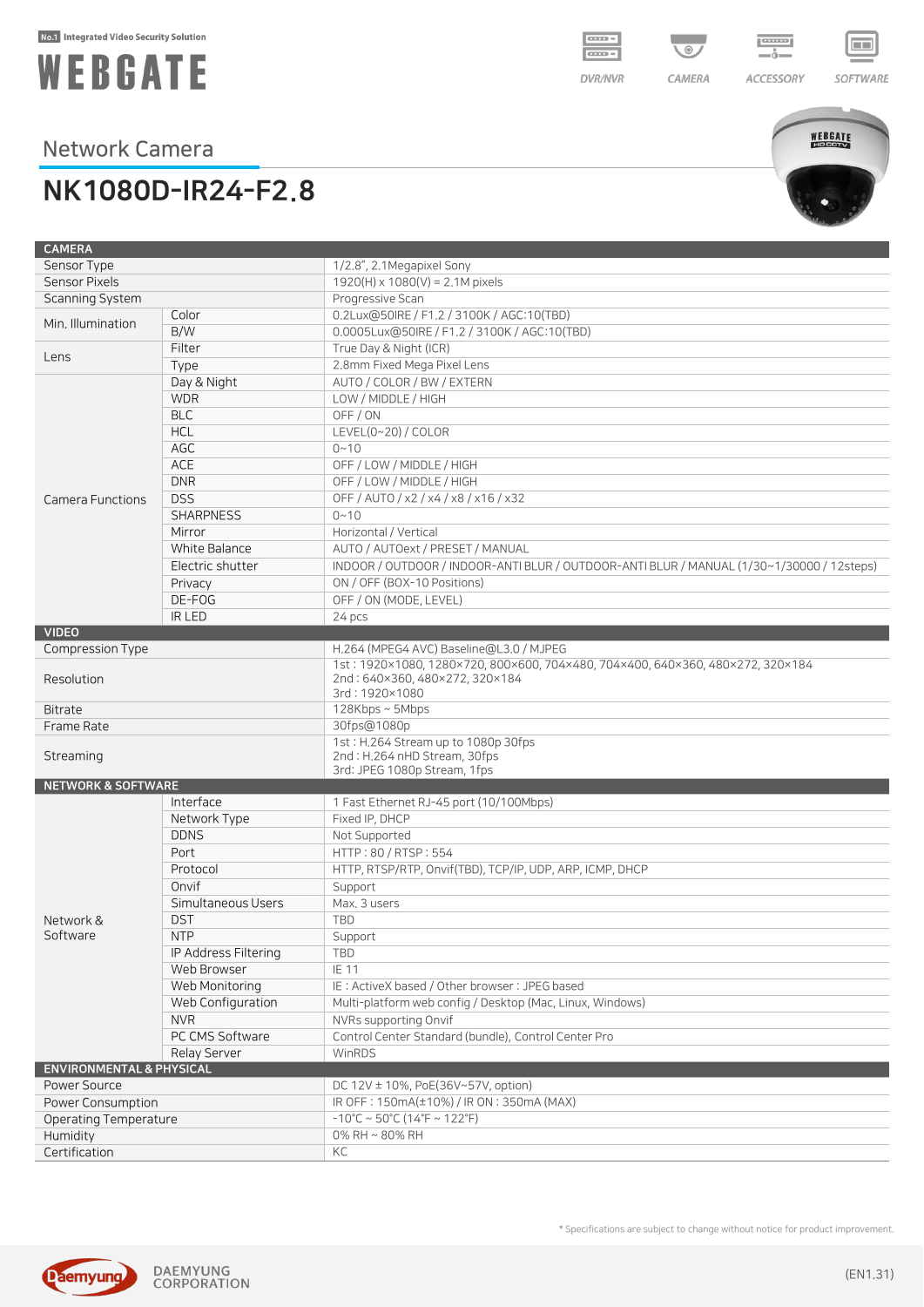No.1 Integrated Video Security Solution

# WEBGATE

DVR/NVR CAMERA ACCESSORY SOFTWARE

## Network Camera

# NK1080D-IR24-F2.8

| | | |
|---|---|---|
| **CAMERA** | | |
| Sensor Type | | 1/2.8", 2.1Megapixel Sony |
| Sensor Pixels | | 1920(H) x 1080(V) = 2.1M pixels |
| Scanning System | | Progressive Scan |
| Min. Illumination | Color | 0.2Lux@50IRE / F1.2 / 3100K / AGC:10(TBD) |
| | B/W | 0.0005Lux@50IRE / F1.2 / 3100K / AGC:10(TBD) |
| Lens | Filter | True Day & Night (ICR) |
| | Type | 2.8mm Fixed Mega Pixel Lens |
| Camera Functions | Day & Night | AUTO / COLOR / BW / EXTERN |
| | WDR | LOW / MIDDLE / HIGH |
| | BLC | OFF / ON |
| | HCL | LEVEL(0~20) / COLOR |
| | AGC | 0~10 |
| | ACE | OFF / LOW / MIDDLE / HIGH |
| | DNR | OFF / LOW / MIDDLE / HIGH |
| | DSS | OFF / AUTO / x2 / x4 / x8 / x16 / x32 |
| | SHARPNESS | 0~10 |
| | Mirror | Horizontal / Vertical |
| | White Balance | AUTO / AUTOext / PRESET / MANUAL |
| | Electric shutter | INDOOR / OUTDOOR / INDOOR-ANTI BLUR / OUTDOOR-ANTI BLUR / MANUAL (1/30~1/30000 / 12steps) |
| | Privacy | ON / OFF (BOX-10 Positions) |
| | DE-FOG | OFF / ON (MODE, LEVEL) |
| | IR LED | 24 pcs |
| **VIDEO** | | |
| Compression Type | | H.264 (MPEG4 AVC) Baseline@L3.0 / MJPEG |
| Resolution | | 1st : 1920×1080, 1280×720, 800×600, 704×480, 704×400, 640×360, 480×272, 320×184<br>2nd : 640×360, 480×272, 320×184<br>3rd : 1920×1080 |
| Bitrate | | 128Kbps ~ 5Mbps |
| Frame Rate | | 30fps@1080p |
| Streaming | | 1st : H.264 Stream up to 1080p 30fps<br>2nd : H.264 nHD Stream, 30fps<br>3rd: JPEG 1080p Stream, 1fps |
| **NETWORK & SOFTWARE** | | |
| Network & Software | Interface | 1 Fast Ethernet RJ-45 port (10/100Mbps) |
| | Network Type | Fixed IP, DHCP |
| | DDNS | Not Supported |
| | Port | HTTP : 80 / RTSP : 554 |
| | Protocol | HTTP, RTSP/RTP, Onvif(TBD), TCP/IP, UDP, ARP, ICMP, DHCP |
| | Onvif | Support |
| | Simultaneous Users | Max. 3 users |
| | DST | TBD |
| | NTP | Support |
| | IP Address Filtering | TBD |
| | Web Browser | IE 11 |
| | Web Monitoring | IE : ActiveX based / Other browser : JPEG based |
| | Web Configuration | Multi-platform web config / Desktop (Mac, Linux, Windows) |
| | NVR | NVRs supporting Onvif |
| | PC CMS Software | Control Center Standard (bundle), Control Center Pro |
| | Relay Server | WinRDS |
| **ENVIRONMENTAL & PHYSICAL** | | |
| Power Source | | DC 12V ± 10%, PoE(36V~57V, option) |
| Power Consumption | | IR OFF : 150mA(±10%) / IR ON : 350mA (MAX) |
| Operating Temperature | | -10℃ ~ 50℃ (14℉ ~ 122℉) |
| Humidity | | 0% RH ~ 80% RH |
| Certification | | KC |

* Specifications are subject to change without notice for product improvement.

Daemyung DAEMYUNG CORPORATION

(EN1.31)